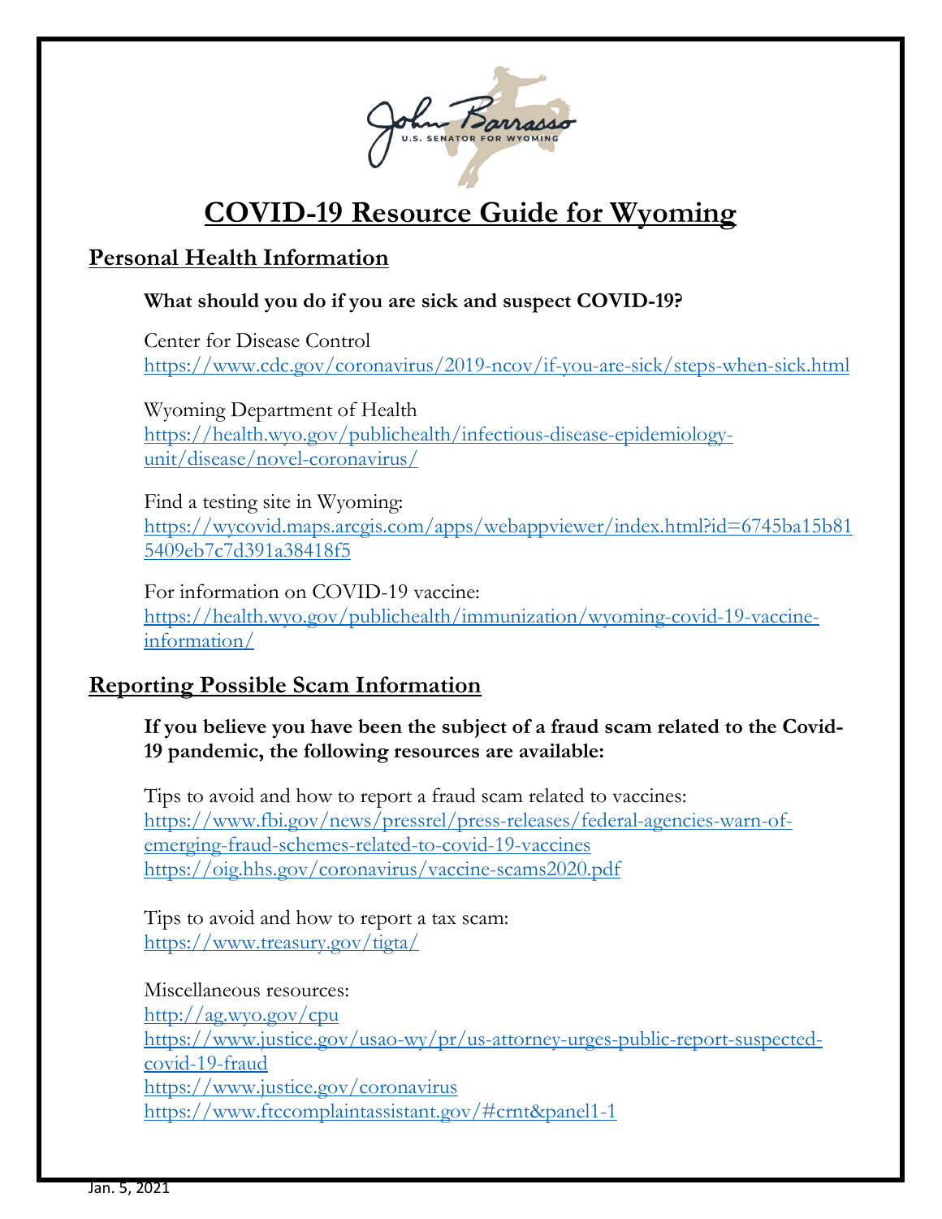# COVID-19 Resource Guide for Wyoming

## Personal Health Information

**What should you do if you are sick and suspect COVID-19?**

Center for Disease Control
https://www.cdc.gov/coronavirus/2019-ncov/if-you-are-sick/steps-when-sick.html

Wyoming Department of Health
https://health.wyo.gov/publichealth/infectious-disease-epidemiology-unit/disease/novel-coronavirus/

Find a testing site in Wyoming:
https://wycovid.maps.arcgis.com/apps/webappviewer/index.html?id=6745ba15b815409eb7c7d391a38418f5

For information on COVID-19 vaccine:
https://health.wyo.gov/publichealth/immunization/wyoming-covid-19-vaccine-information/

## Reporting Possible Scam Information

**If you believe you have been the subject of a fraud scam related to the Covid-19 pandemic, the following resources are available:**

Tips to avoid and how to report a fraud scam related to vaccines:
https://www.fbi.gov/news/pressrel/press-releases/federal-agencies-warn-of-emerging-fraud-schemes-related-to-covid-19-vaccines
https://oig.hhs.gov/coronavirus/vaccine-scams2020.pdf

Tips to avoid and how to report a tax scam:
https://www.treasury.gov/tigta/

Miscellaneous resources:
http://ag.wyo.gov/cpu
https://www.justice.gov/usao-wy/pr/us-attorney-urges-public-report-suspected-covid-19-fraud
https://www.justice.gov/coronavirus
https://www.ftccomplaintassistant.gov/#crnt&panel1-1

Jan. 5, 2021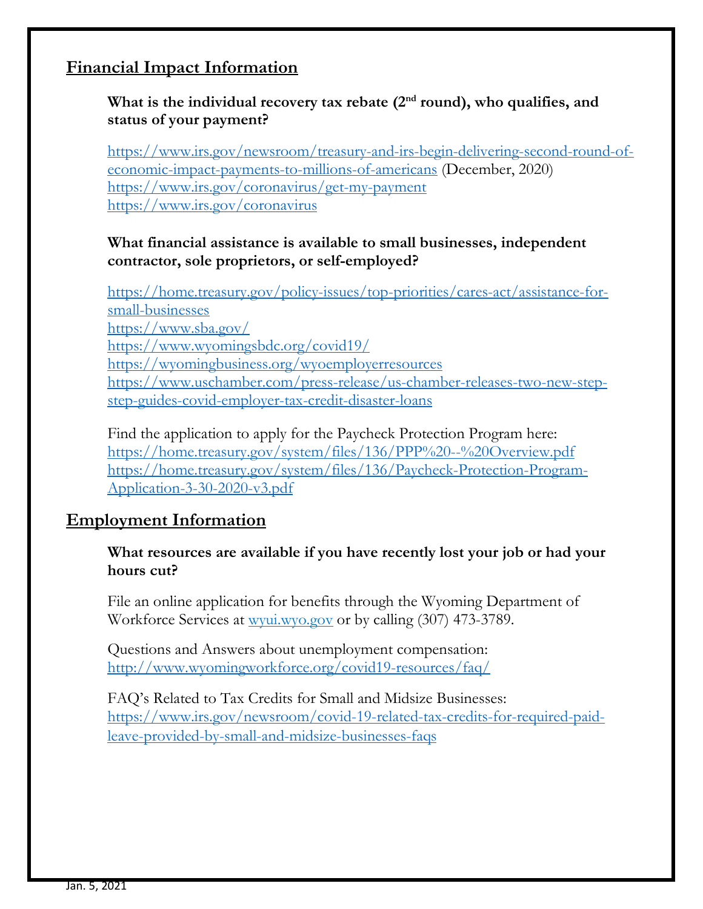## Financial Impact Information

**What is the individual recovery tax rebate (2nd round), who qualifies, and status of your payment?**

https://www.irs.gov/newsroom/treasury-and-irs-begin-delivering-second-round-of-economic-impact-payments-to-millions-of-americans (December, 2020)
https://www.irs.gov/coronavirus/get-my-payment
https://www.irs.gov/coronavirus

**What financial assistance is available to small businesses, independent contractor, sole proprietors, or self-employed?**

https://home.treasury.gov/policy-issues/top-priorities/cares-act/assistance-for-small-businesses
https://www.sba.gov/
https://www.wyomingsbdc.org/covid19/
https://wyomingbusiness.org/wyoemployerresources
https://www.uschamber.com/press-release/us-chamber-releases-two-new-step-step-guides-covid-employer-tax-credit-disaster-loans

Find the application to apply for the Paycheck Protection Program here:
https://home.treasury.gov/system/files/136/PPP%20--%20Overview.pdf
https://home.treasury.gov/system/files/136/Paycheck-Protection-Program-Application-3-30-2020-v3.pdf

## Employment Information

**What resources are available if you have recently lost your job or had your hours cut?**

File an online application for benefits through the Wyoming Department of Workforce Services at wyui.wyo.gov or by calling (307) 473-3789.

Questions and Answers about unemployment compensation:
http://www.wyomingworkforce.org/covid19-resources/faq/

FAQ's Related to Tax Credits for Small and Midsize Businesses:
https://www.irs.gov/newsroom/covid-19-related-tax-credits-for-required-paid-leave-provided-by-small-and-midsize-businesses-faqs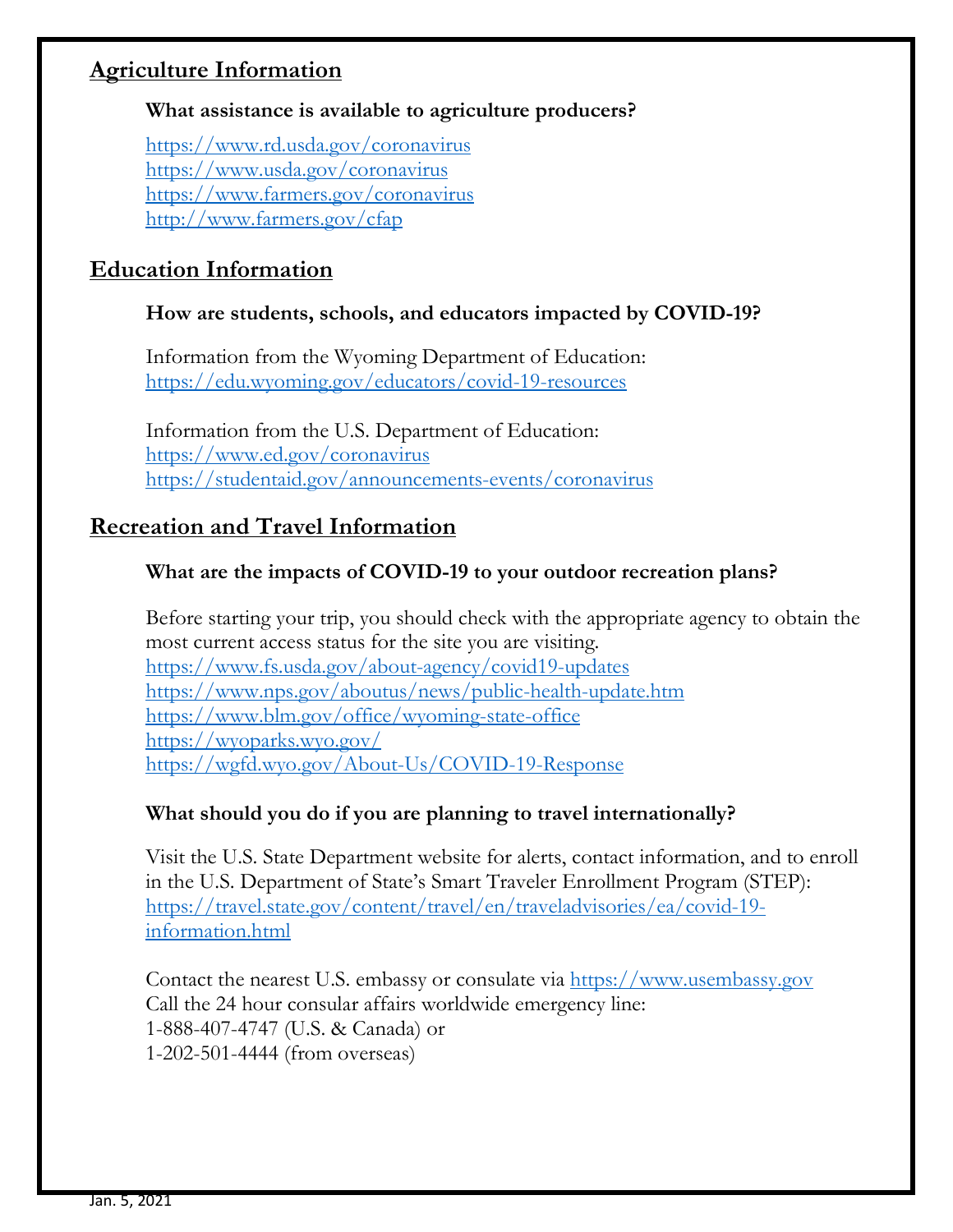## Agriculture Information

**What assistance is available to agriculture producers?**

https://www.rd.usda.gov/coronavirus
https://www.usda.gov/coronavirus
https://www.farmers.gov/coronavirus
http://www.farmers.gov/cfap

## Education Information

**How are students, schools, and educators impacted by COVID-19?**

Information from the Wyoming Department of Education:
https://edu.wyoming.gov/educators/covid-19-resources

Information from the U.S. Department of Education:
https://www.ed.gov/coronavirus
https://studentaid.gov/announcements-events/coronavirus

## Recreation and Travel Information

**What are the impacts of COVID-19 to your outdoor recreation plans?**

Before starting your trip, you should check with the appropriate agency to obtain the most current access status for the site you are visiting.
https://www.fs.usda.gov/about-agency/covid19-updates
https://www.nps.gov/aboutus/news/public-health-update.htm
https://www.blm.gov/office/wyoming-state-office
https://wyoparks.wyo.gov/
https://wgfd.wyo.gov/About-Us/COVID-19-Response

**What should you do if you are planning to travel internationally?**

Visit the U.S. State Department website for alerts, contact information, and to enroll in the U.S. Department of State's Smart Traveler Enrollment Program (STEP):
https://travel.state.gov/content/travel/en/traveladvisories/ea/covid-19-information.html

Contact the nearest U.S. embassy or consulate via https://www.usembassy.gov
Call the 24 hour consular affairs worldwide emergency line:
1-888-407-4747 (U.S. & Canada) or
1-202-501-4444 (from overseas)

Jan. 5, 2021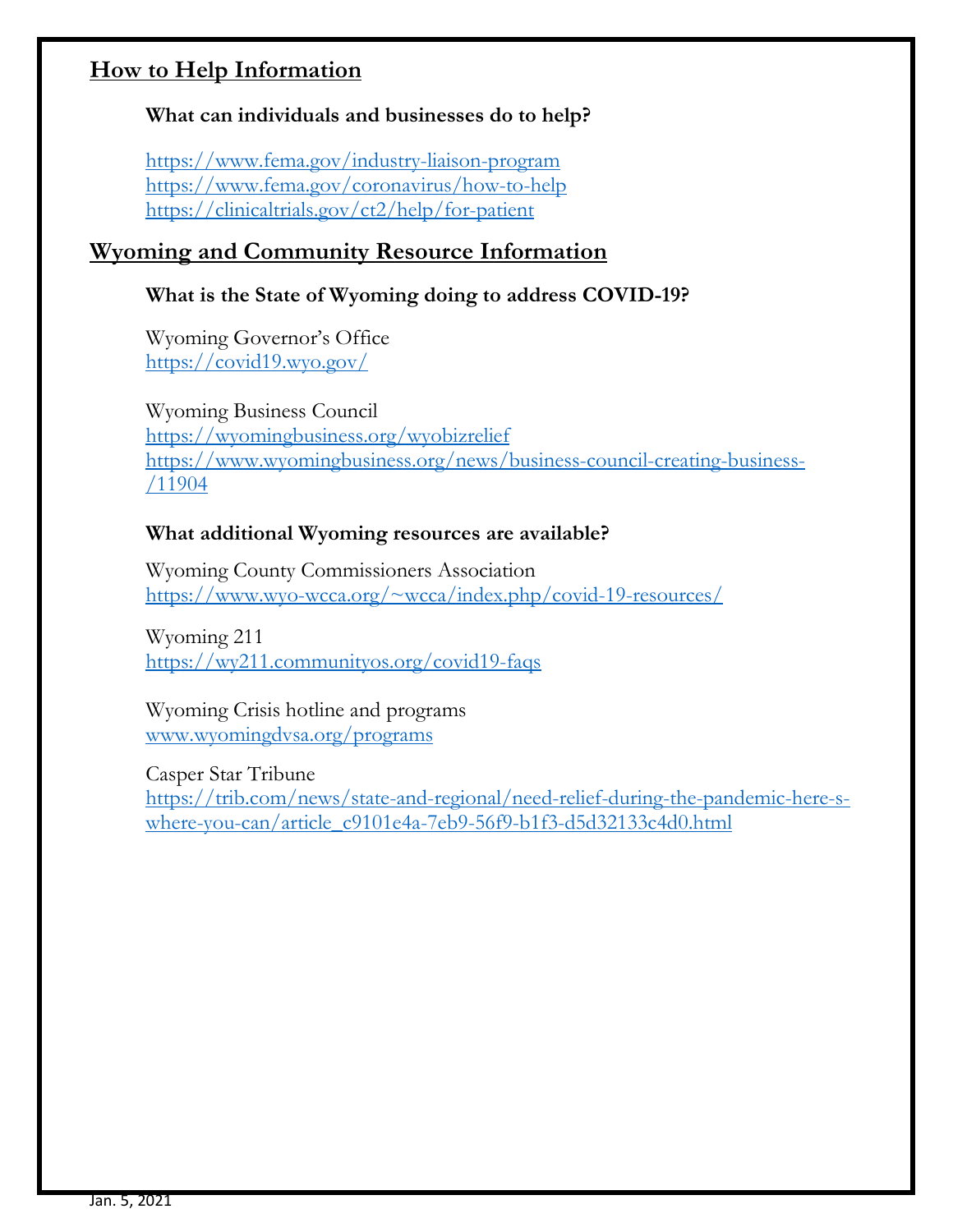## How to Help Information

**What can individuals and businesses do to help?**

https://www.fema.gov/industry-liaison-program
https://www.fema.gov/coronavirus/how-to-help
https://clinicaltrials.gov/ct2/help/for-patient

## Wyoming and Community Resource Information

**What is the State of Wyoming doing to address COVID-19?**

Wyoming Governor's Office
https://covid19.wyo.gov/

Wyoming Business Council
https://wyomingbusiness.org/wyobizrelief
https://www.wyomingbusiness.org/news/business-council-creating-business-/11904

**What additional Wyoming resources are available?**

Wyoming County Commissioners Association
https://www.wyo-wcca.org/~wcca/index.php/covid-19-resources/

Wyoming 211
https://wy211.communityos.org/covid19-faqs

Wyoming Crisis hotline and programs
www.wyomingdvsa.org/programs

Casper Star Tribune
https://trib.com/news/state-and-regional/need-relief-during-the-pandemic-here-s-where-you-can/article_c9101e4a-7eb9-56f9-b1f3-d5d32133c4d0.html

Jan. 5, 2021